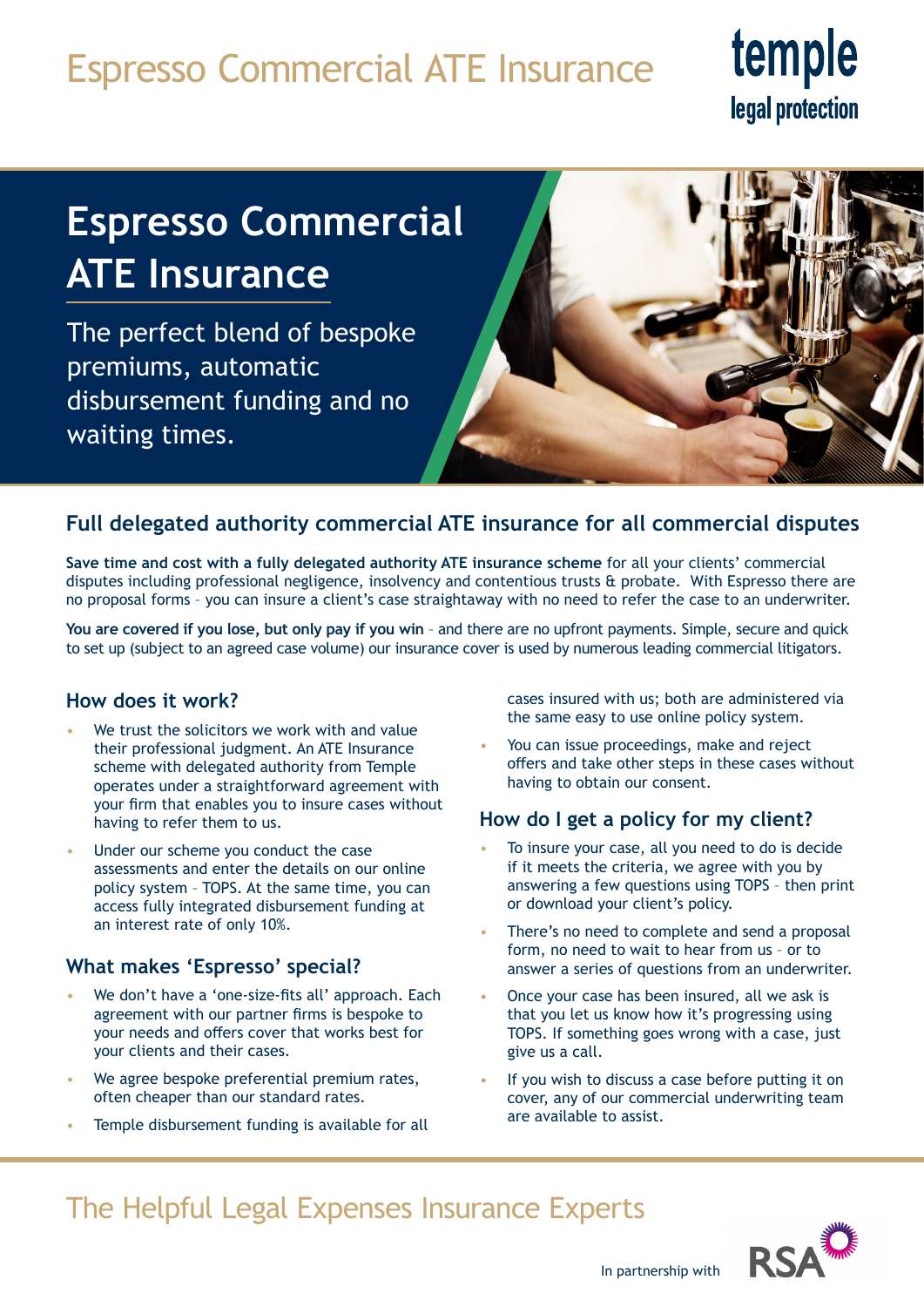# Espresso Commercial ATE Insurance

temple legal protection

## Espresso Commercial ATE Insurance

The perfect blend of bespoke premiums, automatic disbursement funding and no waiting times.

### Full delegated authority commercial ATE insurance for all commercial disputes

**Save time and cost with a fully delegated authority ATE insurance scheme** for all your clients' commercial disputes including professional negligence, insolvency and contentious trusts & probate. With Espresso there are no proposal forms – you can insure a client's case straightaway with no need to refer the case to an underwriter.

**You are covered if you lose, but only pay if you win** – and there are no upfront payments. Simple, secure and quick to set up (subject to an agreed case volume) our insurance cover is used by numerous leading commercial litigators.

### How does it work?

- We trust the solicitors we work with and value their professional judgment. An ATE Insurance scheme with delegated authority from Temple operates under a straightforward agreement with your firm that enables you to insure cases without having to refer them to us.
- Under our scheme you conduct the case assessments and enter the details on our online policy system – TOPS. At the same time, you can access fully integrated disbursement funding at an interest rate of only 10%.

### What makes 'Espresso' special?

- We don't have a 'one-size-fits all' approach. Each agreement with our partner firms is bespoke to your needs and offers cover that works best for your clients and their cases.
- We agree bespoke preferential premium rates, often cheaper than our standard rates.
- Temple disbursement funding is available for all cases insured with us; both are administered via the same easy to use online policy system.
- You can issue proceedings, make and reject offers and take other steps in these cases without having to obtain our consent.

### How do I get a policy for my client?

- To insure your case, all you need to do is decide if it meets the criteria, we agree with you by answering a few questions using TOPS – then print or download your client's policy.
- There's no need to complete and send a proposal form, no need to wait to hear from us – or to answer a series of questions from an underwriter.
- Once your case has been insured, all we ask is that you let us know how it's progressing using TOPS. If something goes wrong with a case, just give us a call.
- If you wish to discuss a case before putting it on cover, any of our commercial underwriting team are available to assist.

The Helpful Legal Expenses Insurance Experts

In partnership with RSA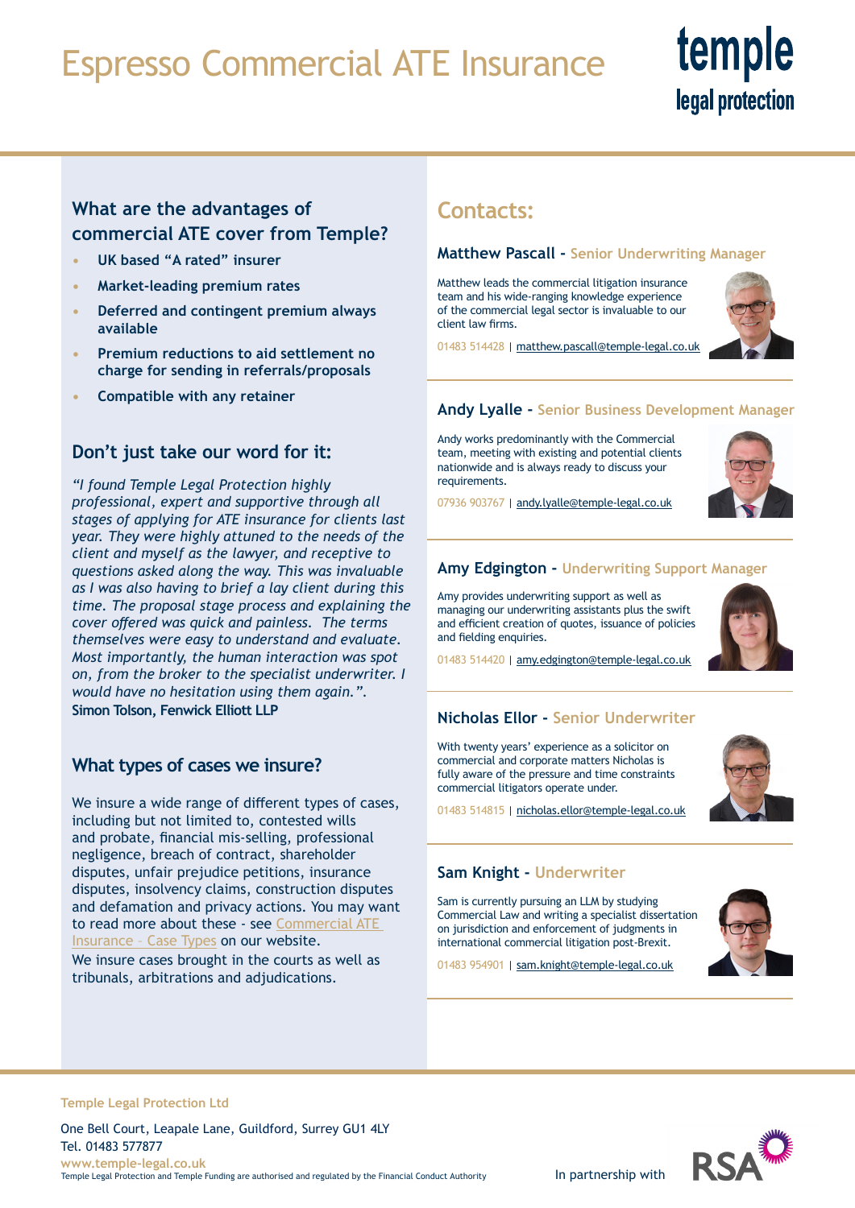# Espresso Commercial ATE Insurance

temple
legal protection

## What are the advantages of commercial ATE cover from Temple?

- UK based “A rated” insurer
- Market-leading premium rates
- Deferred and contingent premium always available
- Premium reductions to aid settlement no charge for sending in referrals/proposals
- Compatible with any retainer

## Don’t just take our word for it:

*“I found Temple Legal Protection highly professional, expert and supportive through all stages of applying for ATE insurance for clients last year. They were highly attuned to the needs of the client and myself as the lawyer, and receptive to questions asked along the way. This was invaluable as I was also having to brief a lay client during this time. The proposal stage process and explaining the cover offered was quick and painless. The terms themselves were easy to understand and evaluate. Most importantly, the human interaction was spot on, from the broker to the specialist underwriter. I would have no hesitation using them again.”.*
**Simon Tolson, Fenwick Elliott LLP**

## What types of cases we insure?

We insure a wide range of different types of cases, including but not limited to, contested wills and probate, financial mis-selling, professional negligence, breach of contract, shareholder disputes, unfair prejudice petitions, insurance disputes, insolvency claims, construction disputes and defamation and privacy actions. You may want to read more about these - see Commercial ATE Insurance - Case Types on our website.
We insure cases brought in the courts as well as tribunals, arbitrations and adjudications.

## Contacts:

### Matthew Pascall - Senior Underwriting Manager

Matthew leads the commercial litigation insurance team and his wide-ranging knowledge experience of the commercial legal sector is invaluable to our client law firms.

01483 514428 | matthew.pascall@temple-legal.co.uk

### Andy Lyalle - Senior Business Development Manager

Andy works predominantly with the Commercial team, meeting with existing and potential clients nationwide and is always ready to discuss your requirements.

07936 903767 | andy.lyalle@temple-legal.co.uk

### Amy Edgington - Underwriting Support Manager

Amy provides underwriting support as well as managing our underwriting assistants plus the swift and efficient creation of quotes, issuance of policies and fielding enquiries.

01483 514420 | amy.edgington@temple-legal.co.uk

### Nicholas Ellor - Senior Underwriter

With twenty years’ experience as a solicitor on commercial and corporate matters Nicholas is fully aware of the pressure and time constraints commercial litigators operate under.

01483 514815 | nicholas.ellor@temple-legal.co.uk

### Sam Knight - Underwriter

Sam is currently pursuing an LLM by studying Commercial Law and writing a specialist dissertation on jurisdiction and enforcement of judgments in international commercial litigation post-Brexit.

01483 954901 | sam.knight@temple-legal.co.uk

**Temple Legal Protection Ltd**

One Bell Court, Leapale Lane, Guildford, Surrey GU1 4LY
Tel. 01483 577877
www.temple-legal.co.uk
Temple Legal Protection and Temple Funding are authorised and regulated by the Financial Conduct Authority

In partnership with RSA